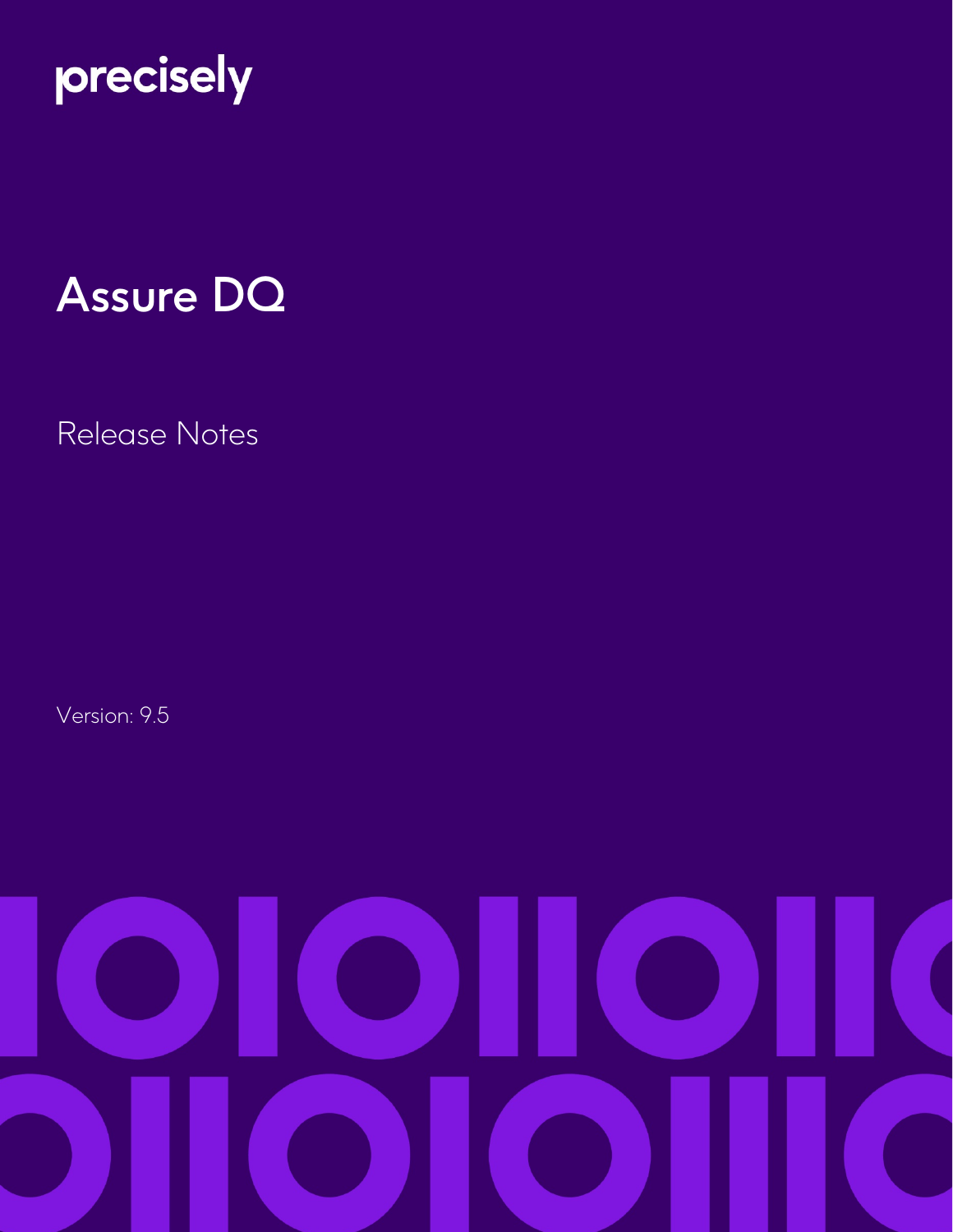precisely

# Assure DQ

## Release Notes

Version: 9.5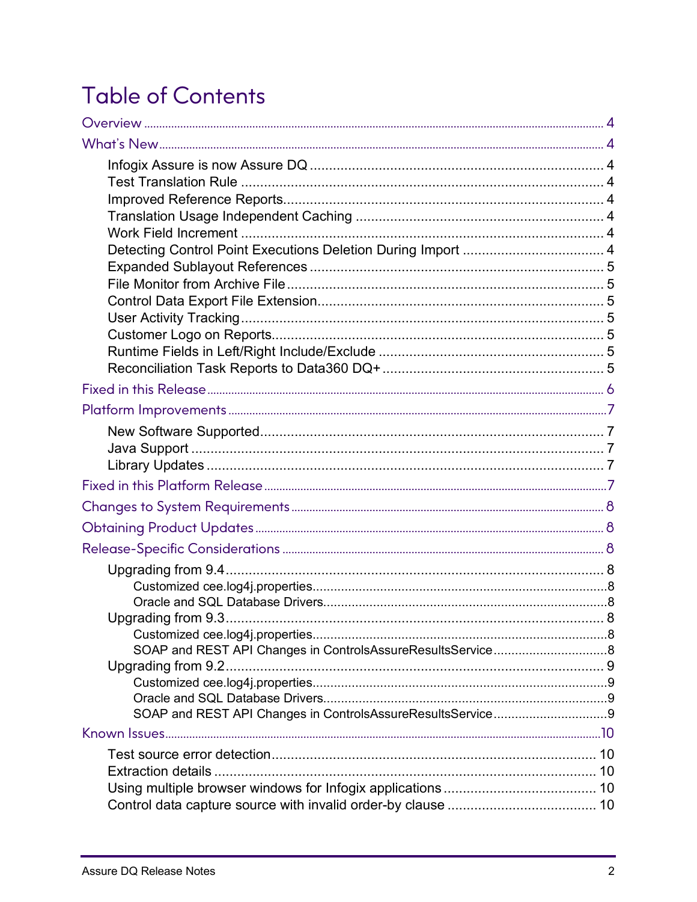# Table of Contents

- Overview ........ 4
- What's New ........ 4
  - Infogix Assure is now Assure DQ ........ 4
  - Test Translation Rule ........ 4
  - Improved Reference Reports ........ 4
  - Translation Usage Independent Caching ........ 4
  - Work Field Increment ........ 4
  - Detecting Control Point Executions Deletion During Import ........ 4
  - Expanded Sublayout References ........ 5
  - File Monitor from Archive File ........ 5
  - Control Data Export File Extension ........ 5
  - User Activity Tracking ........ 5
  - Customer Logo on Reports ........ 5
  - Runtime Fields in Left/Right Include/Exclude ........ 5
  - Reconciliation Task Reports to Data360 DQ+ ........ 5
- Fixed in this Release ........ 6
- Platform Improvements ........ 7
  - New Software Supported ........ 7
  - Java Support ........ 7
  - Library Updates ........ 7
- Fixed in this Platform Release ........ 7
- Changes to System Requirements ........ 8
- Obtaining Product Updates ........ 8
- Release-Specific Considerations ........ 8
  - Upgrading from 9.4 ........ 8
    - Customized cee.log4j.properties ........ 8
    - Oracle and SQL Database Drivers ........ 8
  - Upgrading from 9.3 ........ 8
    - Customized cee.log4j.properties ........ 8
    - SOAP and REST API Changes in ControlsAssureResultsService ........ 8
  - Upgrading from 9.2 ........ 9
    - Customized cee.log4j.properties ........ 9
    - Oracle and SQL Database Drivers ........ 9
    - SOAP and REST API Changes in ControlsAssureResultsService ........ 9
- Known Issues ........ 10
  - Test source error detection ........ 10
  - Extraction details ........ 10
  - Using multiple browser windows for Infogix applications ........ 10
  - Control data capture source with invalid order-by clause ........ 10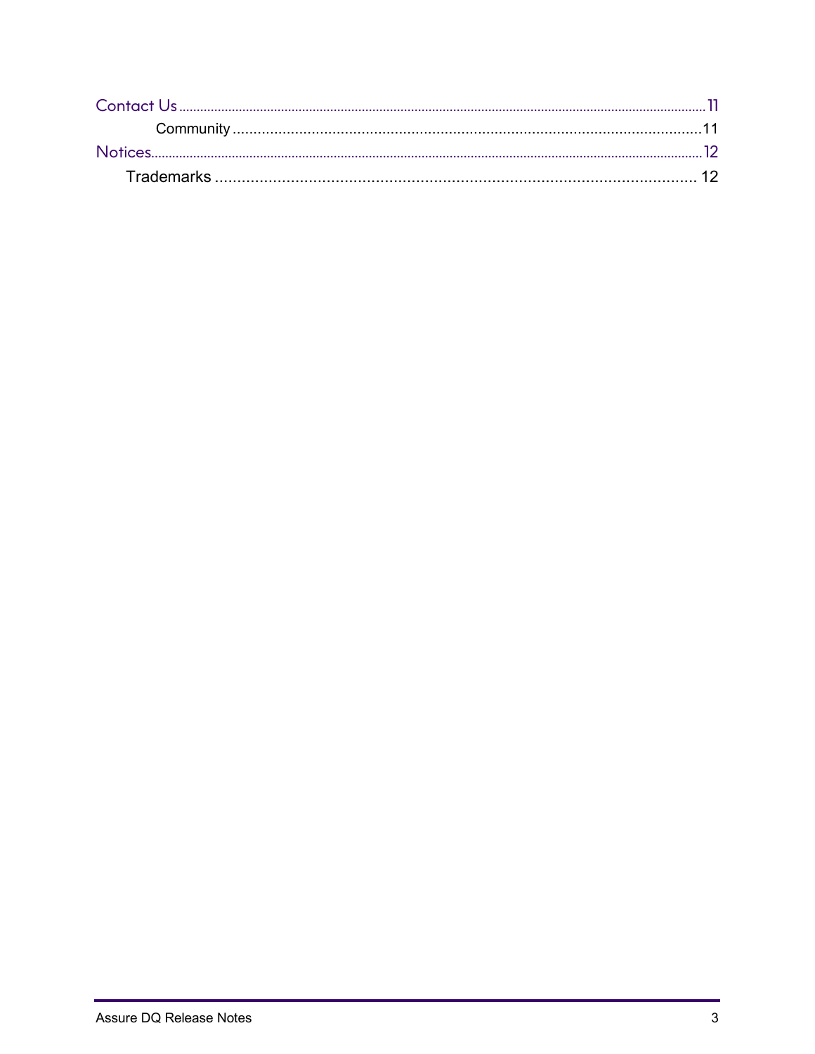Contact Us ........................................................................ 11

- Community ........................................................................ 11

Notices ........................................................................ 12

- Trademarks ........................................................................ 12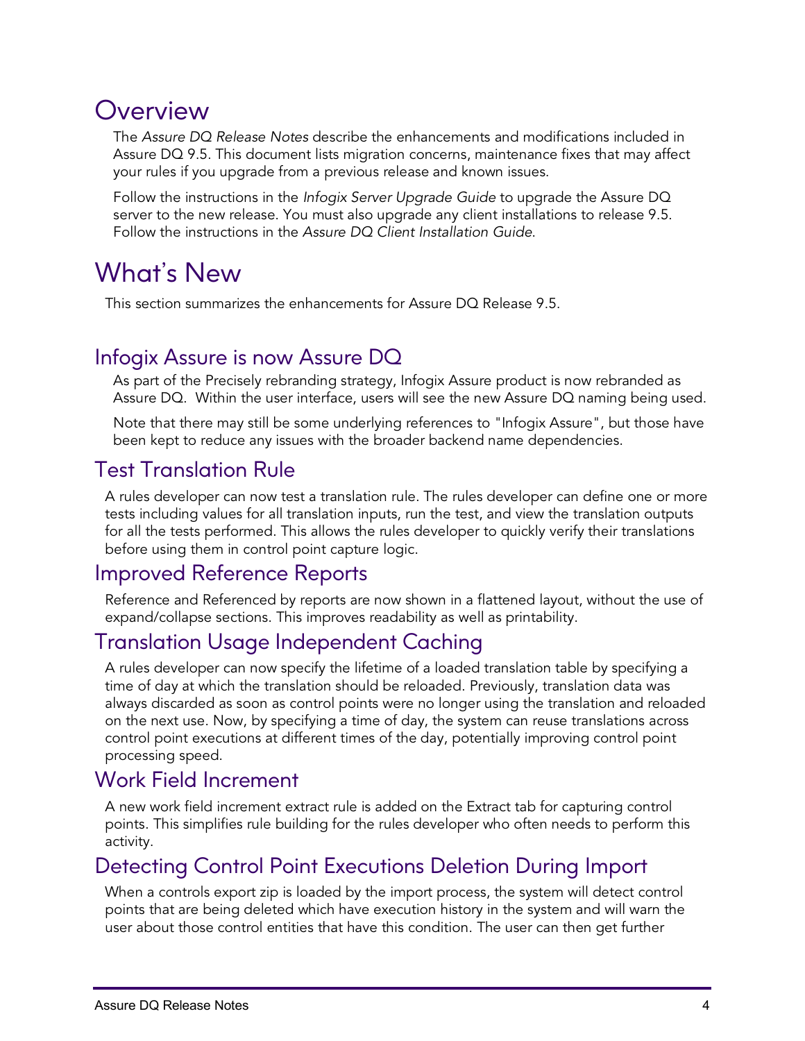# Overview

The *Assure DQ Release Notes* describe the enhancements and modifications included in Assure DQ 9.5. This document lists migration concerns, maintenance fixes that may affect your rules if you upgrade from a previous release and known issues.

Follow the instructions in the *Infogix Server Upgrade Guide* to upgrade the Assure DQ server to the new release. You must also upgrade any client installations to release 9.5. Follow the instructions in the *Assure DQ Client Installation Guide*.

# What's New

This section summarizes the enhancements for Assure DQ Release 9.5.

## Infogix Assure is now Assure DQ

As part of the Precisely rebranding strategy, Infogix Assure product is now rebranded as Assure DQ. Within the user interface, users will see the new Assure DQ naming being used.

Note that there may still be some underlying references to "Infogix Assure", but those have been kept to reduce any issues with the broader backend name dependencies.

## Test Translation Rule

A rules developer can now test a translation rule. The rules developer can define one or more tests including values for all translation inputs, run the test, and view the translation outputs for all the tests performed. This allows the rules developer to quickly verify their translations before using them in control point capture logic.

## Improved Reference Reports

Reference and Referenced by reports are now shown in a flattened layout, without the use of expand/collapse sections. This improves readability as well as printability.

## Translation Usage Independent Caching

A rules developer can now specify the lifetime of a loaded translation table by specifying a time of day at which the translation should be reloaded. Previously, translation data was always discarded as soon as control points were no longer using the translation and reloaded on the next use. Now, by specifying a time of day, the system can reuse translations across control point executions at different times of the day, potentially improving control point processing speed.

## Work Field Increment

A new work field increment extract rule is added on the Extract tab for capturing control points. This simplifies rule building for the rules developer who often needs to perform this activity.

## Detecting Control Point Executions Deletion During Import

When a controls export zip is loaded by the import process, the system will detect control points that are being deleted which have execution history in the system and will warn the user about those control entities that have this condition. The user can then get further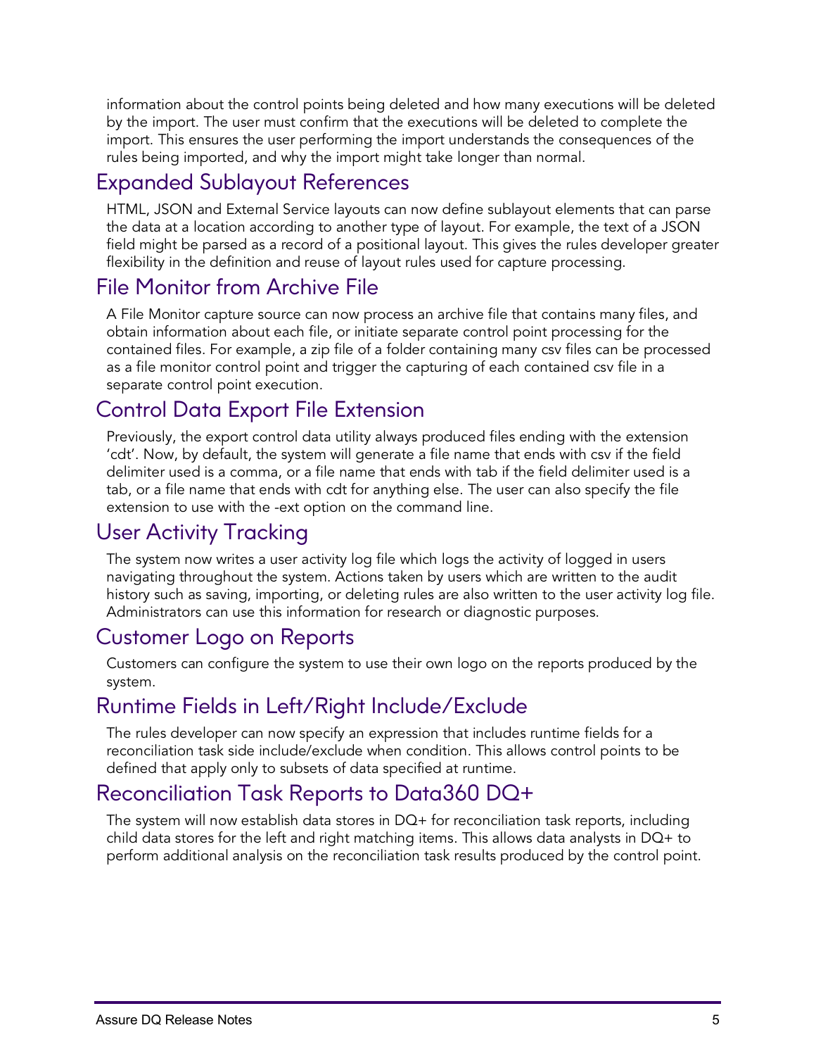information about the control points being deleted and how many executions will be deleted by the import. The user must confirm that the executions will be deleted to complete the import. This ensures the user performing the import understands the consequences of the rules being imported, and why the import might take longer than normal.

## Expanded Sublayout References

HTML, JSON and External Service layouts can now define sublayout elements that can parse the data at a location according to another type of layout. For example, the text of a JSON field might be parsed as a record of a positional layout. This gives the rules developer greater flexibility in the definition and reuse of layout rules used for capture processing.

## File Monitor from Archive File

A File Monitor capture source can now process an archive file that contains many files, and obtain information about each file, or initiate separate control point processing for the contained files. For example, a zip file of a folder containing many csv files can be processed as a file monitor control point and trigger the capturing of each contained csv file in a separate control point execution.

## Control Data Export File Extension

Previously, the export control data utility always produced files ending with the extension 'cdt'. Now, by default, the system will generate a file name that ends with csv if the field delimiter used is a comma, or a file name that ends with tab if the field delimiter used is a tab, or a file name that ends with cdt for anything else. The user can also specify the file extension to use with the -ext option on the command line.

## User Activity Tracking

The system now writes a user activity log file which logs the activity of logged in users navigating throughout the system. Actions taken by users which are written to the audit history such as saving, importing, or deleting rules are also written to the user activity log file. Administrators can use this information for research or diagnostic purposes.

## Customer Logo on Reports

Customers can configure the system to use their own logo on the reports produced by the system.

## Runtime Fields in Left/Right Include/Exclude

The rules developer can now specify an expression that includes runtime fields for a reconciliation task side include/exclude when condition. This allows control points to be defined that apply only to subsets of data specified at runtime.

## Reconciliation Task Reports to Data360 DQ+

The system will now establish data stores in DQ+ for reconciliation task reports, including child data stores for the left and right matching items. This allows data analysts in DQ+ to perform additional analysis on the reconciliation task results produced by the control point.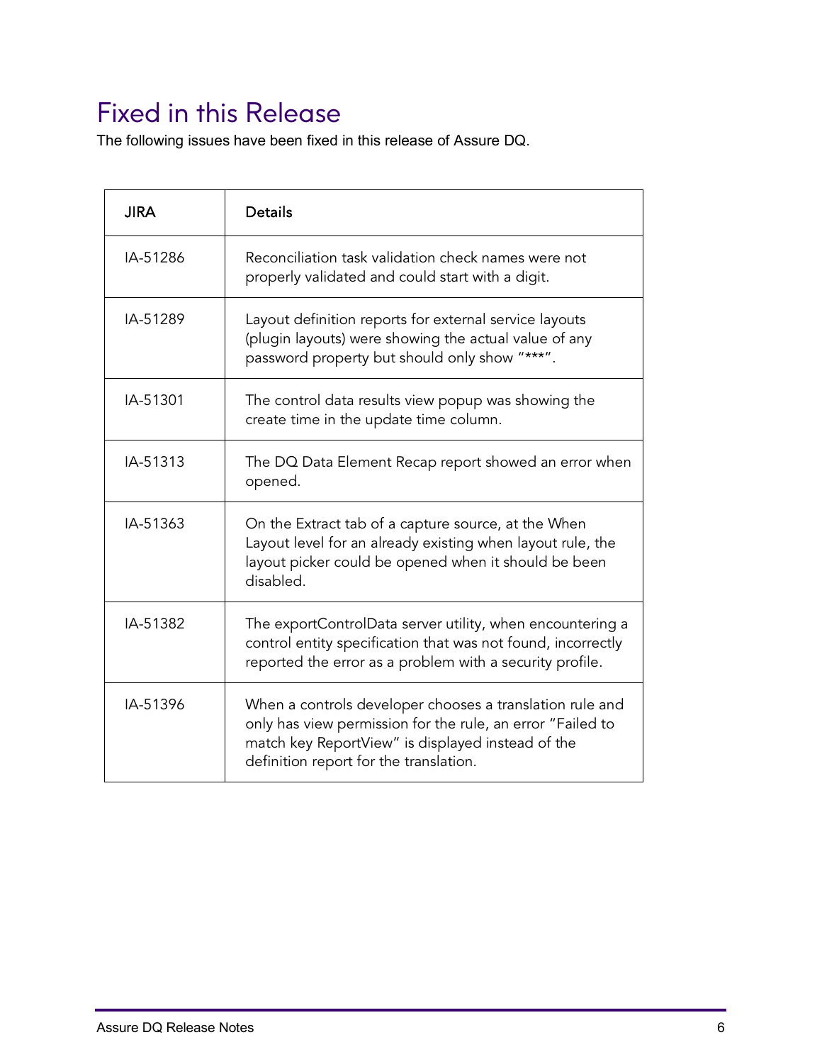# Fixed in this Release

The following issues have been fixed in this release of Assure DQ.

| JIRA | Details |
|---|---|
| IA-51286 | Reconciliation task validation check names were not properly validated and could start with a digit. |
| IA-51289 | Layout definition reports for external service layouts (plugin layouts) were showing the actual value of any password property but should only show "***". |
| IA-51301 | The control data results view popup was showing the create time in the update time column. |
| IA-51313 | The DQ Data Element Recap report showed an error when opened. |
| IA-51363 | On the Extract tab of a capture source, at the When Layout level for an already existing when layout rule, the layout picker could be opened when it should be been disabled. |
| IA-51382 | The exportControlData server utility, when encountering a control entity specification that was not found, incorrectly reported the error as a problem with a security profile. |
| IA-51396 | When a controls developer chooses a translation rule and only has view permission for the rule, an error "Failed to match key ReportView" is displayed instead of the definition report for the translation. |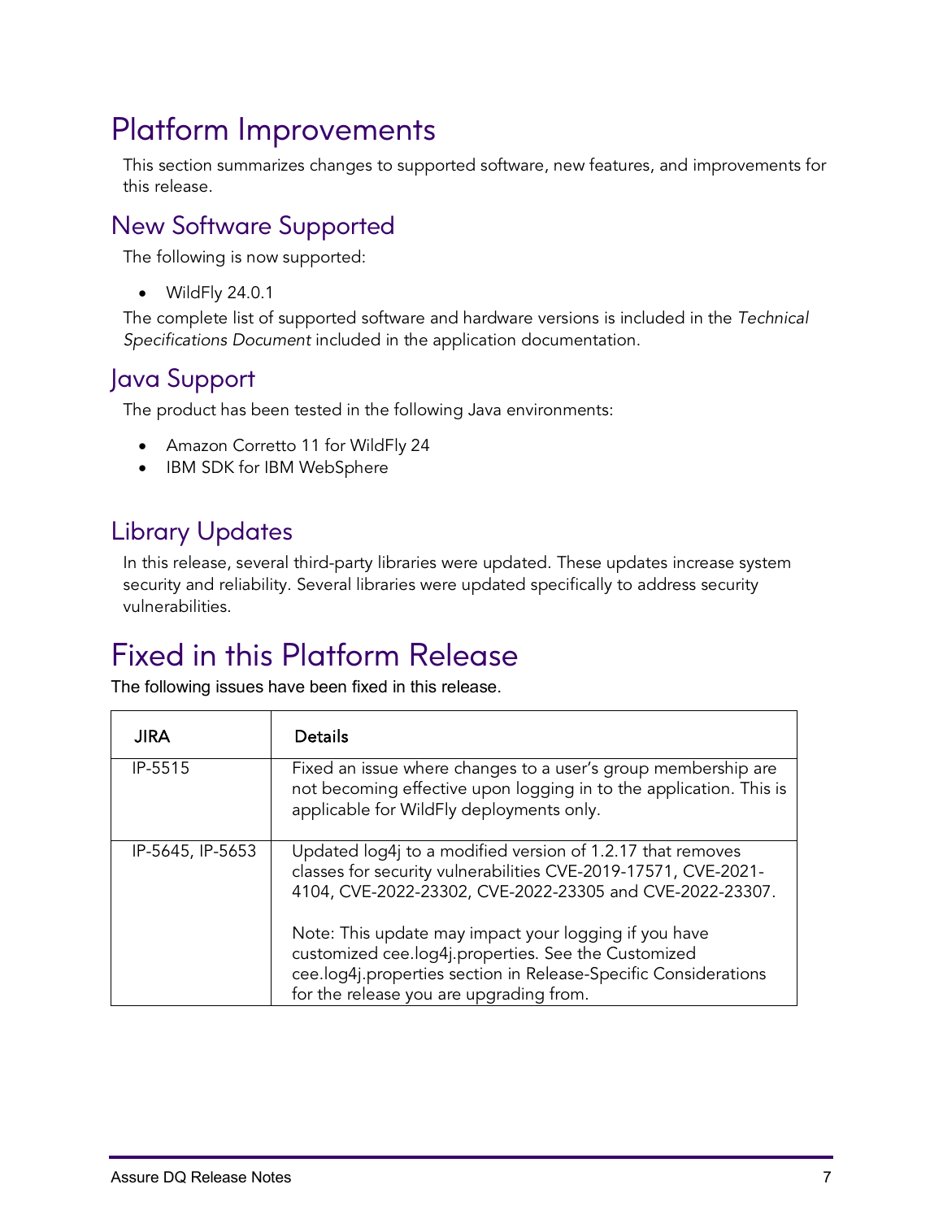# Platform Improvements

This section summarizes changes to supported software, new features, and improvements for this release.

## New Software Supported

The following is now supported:

- WildFly 24.0.1

The complete list of supported software and hardware versions is included in the *Technical Specifications Document* included in the application documentation.

## Java Support

The product has been tested in the following Java environments:

- Amazon Corretto 11 for WildFly 24
- IBM SDK for IBM WebSphere

## Library Updates

In this release, several third-party libraries were updated. These updates increase system security and reliability. Several libraries were updated specifically to address security vulnerabilities.

# Fixed in this Platform Release

The following issues have been fixed in this release.

| JIRA | Details |
|---|---|
| IP-5515 | Fixed an issue where changes to a user's group membership are not becoming effective upon logging in to the application. This is applicable for WildFly deployments only. |
| IP-5645, IP-5653 | Updated log4j to a modified version of 1.2.17 that removes classes for security vulnerabilities CVE-2019-17571, CVE-2021-4104, CVE-2022-23302, CVE-2022-23305 and CVE-2022-23307.<br><br>Note: This update may impact your logging if you have customized cee.log4j.properties. See the Customized cee.log4j.properties section in Release-Specific Considerations for the release you are upgrading from. |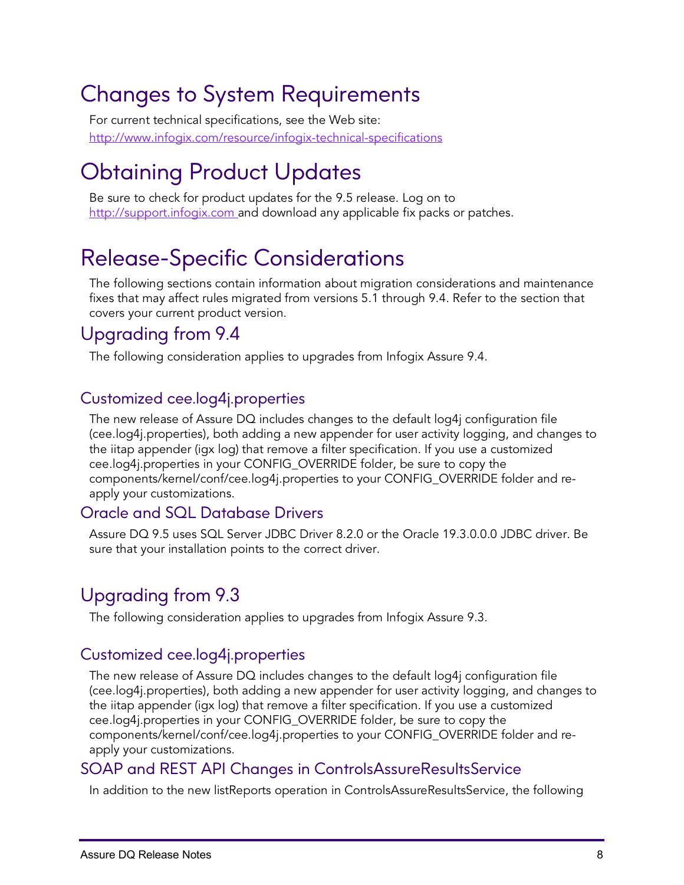# Changes to System Requirements

For current technical specifications, see the Web site: [http://www.infogix.com/resource/infogix-technical-specifications](http://www.infogix.com/resource/infogix-technical-specifications)

# Obtaining Product Updates

Be sure to check for product updates for the 9.5 release. Log on to [http://support.infogix.com](http://support.infogix.com) and download any applicable fix packs or patches.

# Release-Specific Considerations

The following sections contain information about migration considerations and maintenance fixes that may affect rules migrated from versions 5.1 through 9.4. Refer to the section that covers your current product version.

## Upgrading from 9.4

The following consideration applies to upgrades from Infogix Assure 9.4.

### Customized cee.log4j.properties

The new release of Assure DQ includes changes to the default log4j configuration file (cee.log4j.properties), both adding a new appender for user activity logging, and changes to the iitap appender (igx log) that remove a filter specification. If you use a customized cee.log4j.properties in your CONFIG_OVERRIDE folder, be sure to copy the components/kernel/conf/cee.log4j.properties to your CONFIG_OVERRIDE folder and re-apply your customizations.

### Oracle and SQL Database Drivers

Assure DQ 9.5 uses SQL Server JDBC Driver 8.2.0 or the Oracle 19.3.0.0.0 JDBC driver. Be sure that your installation points to the correct driver.

## Upgrading from 9.3

The following consideration applies to upgrades from Infogix Assure 9.3.

### Customized cee.log4j.properties

The new release of Assure DQ includes changes to the default log4j configuration file (cee.log4j.properties), both adding a new appender for user activity logging, and changes to the iitap appender (igx log) that remove a filter specification. If you use a customized cee.log4j.properties in your CONFIG_OVERRIDE folder, be sure to copy the components/kernel/conf/cee.log4j.properties to your CONFIG_OVERRIDE folder and re-apply your customizations.

### SOAP and REST API Changes in ControlsAssureResultsService

In addition to the new listReports operation in ControlsAssureResultsService, the following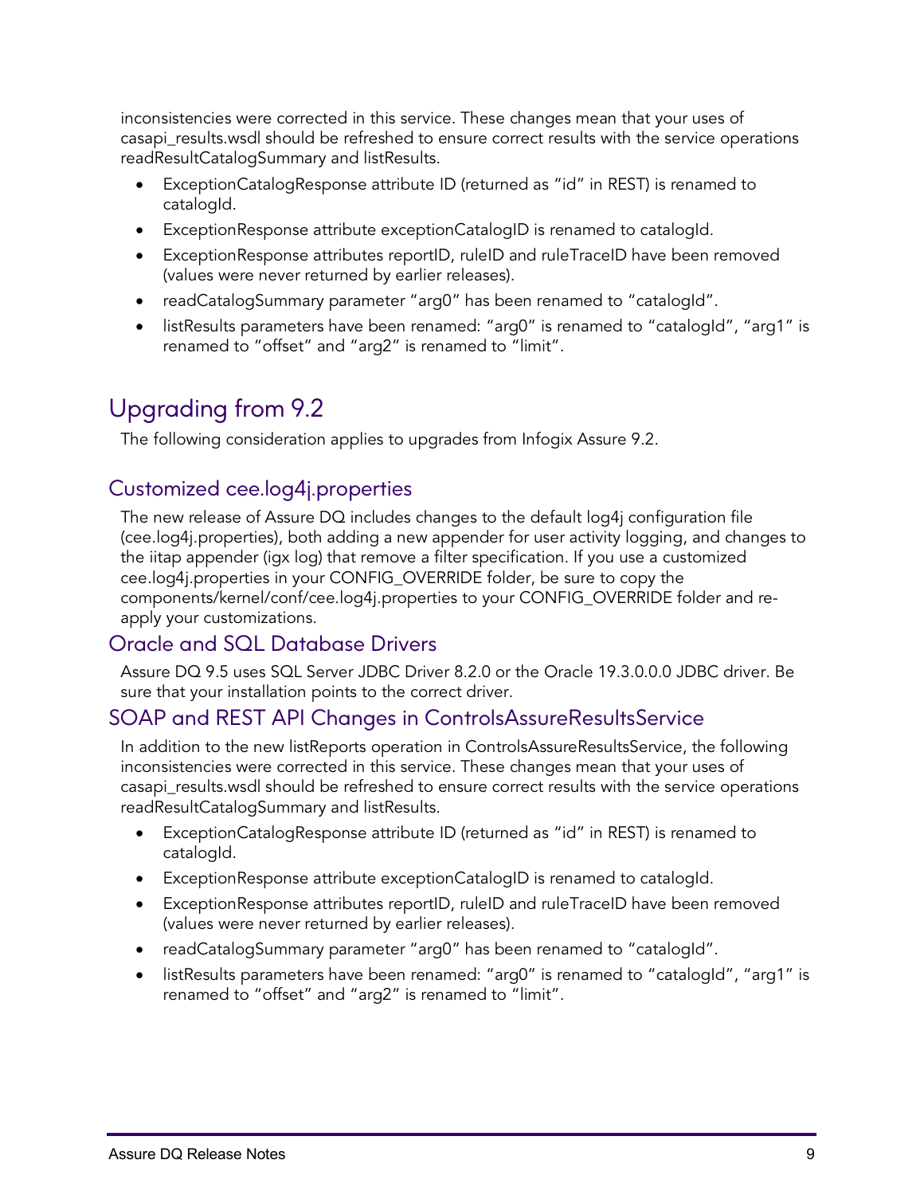inconsistencies were corrected in this service. These changes mean that your uses of casapi_results.wsdl should be refreshed to ensure correct results with the service operations readResultCatalogSummary and listResults.

- ExceptionCatalogResponse attribute ID (returned as "id" in REST) is renamed to catalogId.
- ExceptionResponse attribute exceptionCatalogID is renamed to catalogId.
- ExceptionResponse attributes reportID, ruleID and ruleTraceID have been removed (values were never returned by earlier releases).
- readCatalogSummary parameter "arg0" has been renamed to "catalogId".
- listResults parameters have been renamed: "arg0" is renamed to "catalogId", "arg1" is renamed to "offset" and "arg2" is renamed to "limit".

# Upgrading from 9.2

The following consideration applies to upgrades from Infogix Assure 9.2.

## Customized cee.log4j.properties

The new release of Assure DQ includes changes to the default log4j configuration file (cee.log4j.properties), both adding a new appender for user activity logging, and changes to the iitap appender (igx log) that remove a filter specification. If you use a customized cee.log4j.properties in your CONFIG_OVERRIDE folder, be sure to copy the components/kernel/conf/cee.log4j.properties to your CONFIG_OVERRIDE folder and re-apply your customizations.

## Oracle and SQL Database Drivers

Assure DQ 9.5 uses SQL Server JDBC Driver 8.2.0 or the Oracle 19.3.0.0.0 JDBC driver. Be sure that your installation points to the correct driver.

## SOAP and REST API Changes in ControlsAssureResultsService

In addition to the new listReports operation in ControlsAssureResultsService, the following inconsistencies were corrected in this service. These changes mean that your uses of casapi_results.wsdl should be refreshed to ensure correct results with the service operations readResultCatalogSummary and listResults.

- ExceptionCatalogResponse attribute ID (returned as "id" in REST) is renamed to catalogId.
- ExceptionResponse attribute exceptionCatalogID is renamed to catalogId.
- ExceptionResponse attributes reportID, ruleID and ruleTraceID have been removed (values were never returned by earlier releases).
- readCatalogSummary parameter "arg0" has been renamed to "catalogId".
- listResults parameters have been renamed: "arg0" is renamed to "catalogId", "arg1" is renamed to "offset" and "arg2" is renamed to "limit".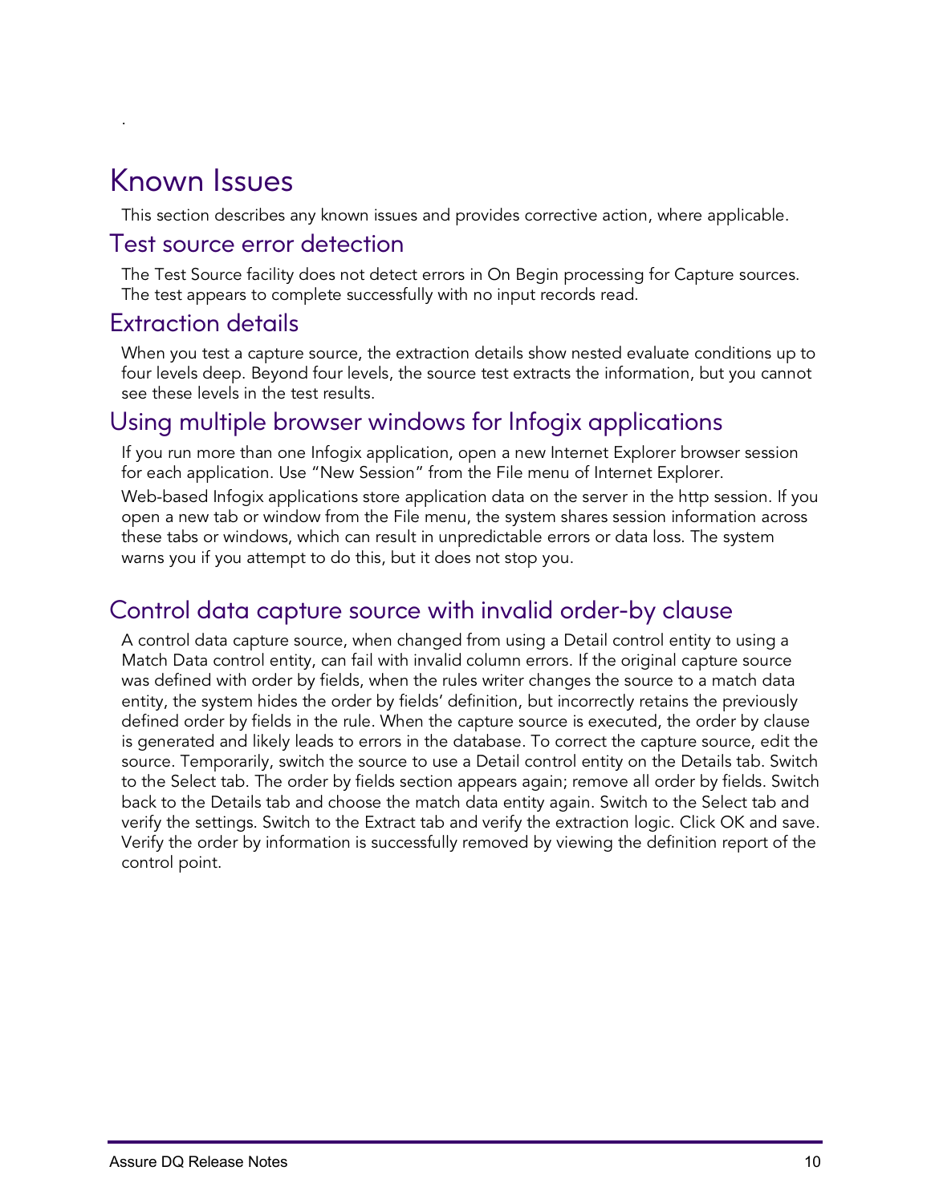# Known Issues

This section describes any known issues and provides corrective action, where applicable.

## Test source error detection

The Test Source facility does not detect errors in On Begin processing for Capture sources. The test appears to complete successfully with no input records read.

## Extraction details

When you test a capture source, the extraction details show nested evaluate conditions up to four levels deep. Beyond four levels, the source test extracts the information, but you cannot see these levels in the test results.

## Using multiple browser windows for Infogix applications

If you run more than one Infogix application, open a new Internet Explorer browser session for each application. Use "New Session" from the File menu of Internet Explorer.

Web-based Infogix applications store application data on the server in the http session. If you open a new tab or window from the File menu, the system shares session information across these tabs or windows, which can result in unpredictable errors or data loss. The system warns you if you attempt to do this, but it does not stop you.

## Control data capture source with invalid order-by clause

A control data capture source, when changed from using a Detail control entity to using a Match Data control entity, can fail with invalid column errors. If the original capture source was defined with order by fields, when the rules writer changes the source to a match data entity, the system hides the order by fields' definition, but incorrectly retains the previously defined order by fields in the rule. When the capture source is executed, the order by clause is generated and likely leads to errors in the database. To correct the capture source, edit the source. Temporarily, switch the source to use a Detail control entity on the Details tab. Switch to the Select tab. The order by fields section appears again; remove all order by fields. Switch back to the Details tab and choose the match data entity again. Switch to the Select tab and verify the settings. Switch to the Extract tab and verify the extraction logic. Click OK and save. Verify the order by information is successfully removed by viewing the definition report of the control point.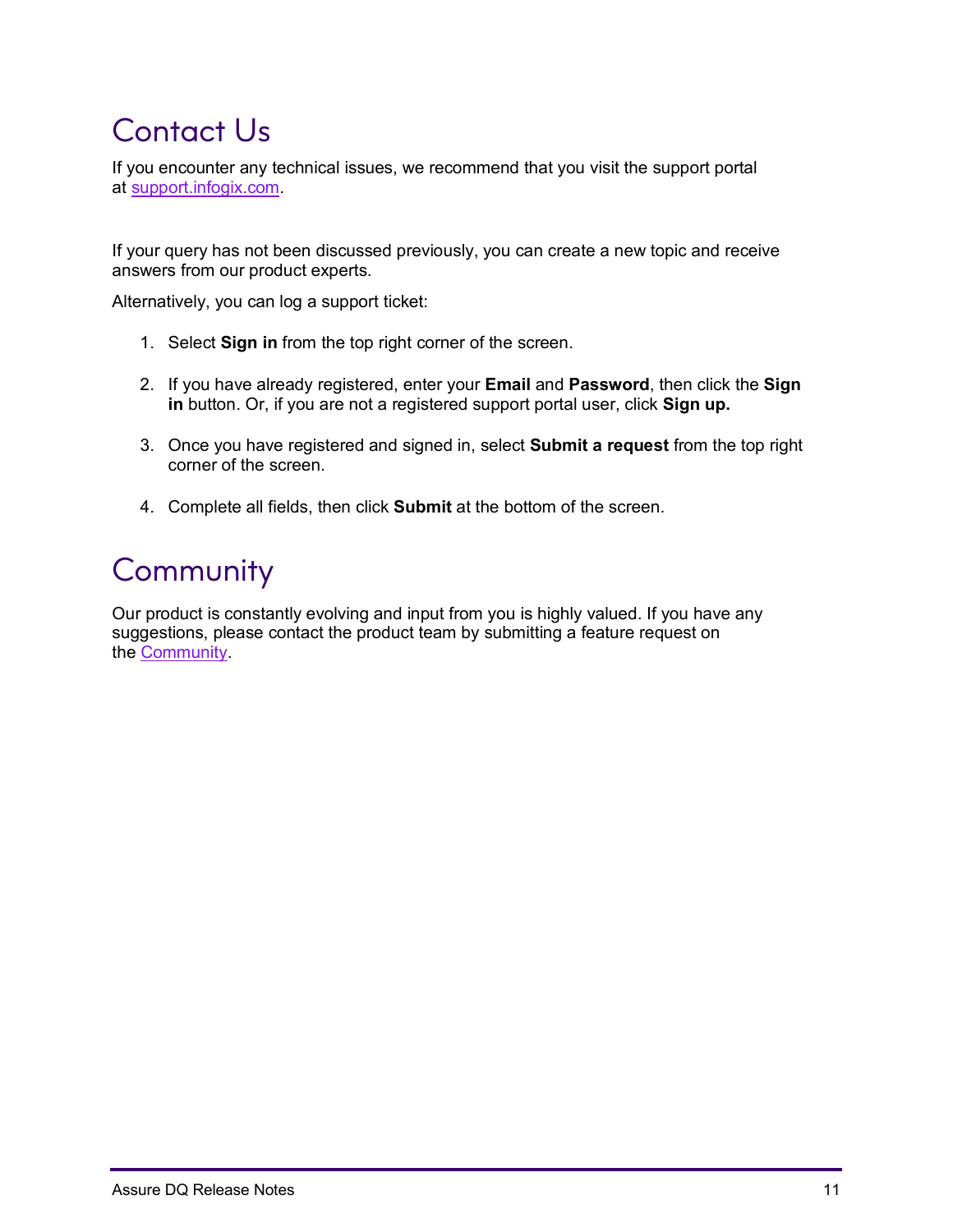# Contact Us

If you encounter any technical issues, we recommend that you visit the support portal at [support.infogix.com](support.infogix.com).

If your query has not been discussed previously, you can create a new topic and receive answers from our product experts.

Alternatively, you can log a support ticket:

1. Select **Sign in** from the top right corner of the screen.

2. If you have already registered, enter your **Email** and **Password**, then click the **Sign in** button. Or, if you are not a registered support portal user, click **Sign up.**

3. Once you have registered and signed in, select **Submit a request** from the top right corner of the screen.

4. Complete all fields, then click **Submit** at the bottom of the screen.

# Community

Our product is constantly evolving and input from you is highly valued. If you have any suggestions, please contact the product team by submitting a feature request on the Community.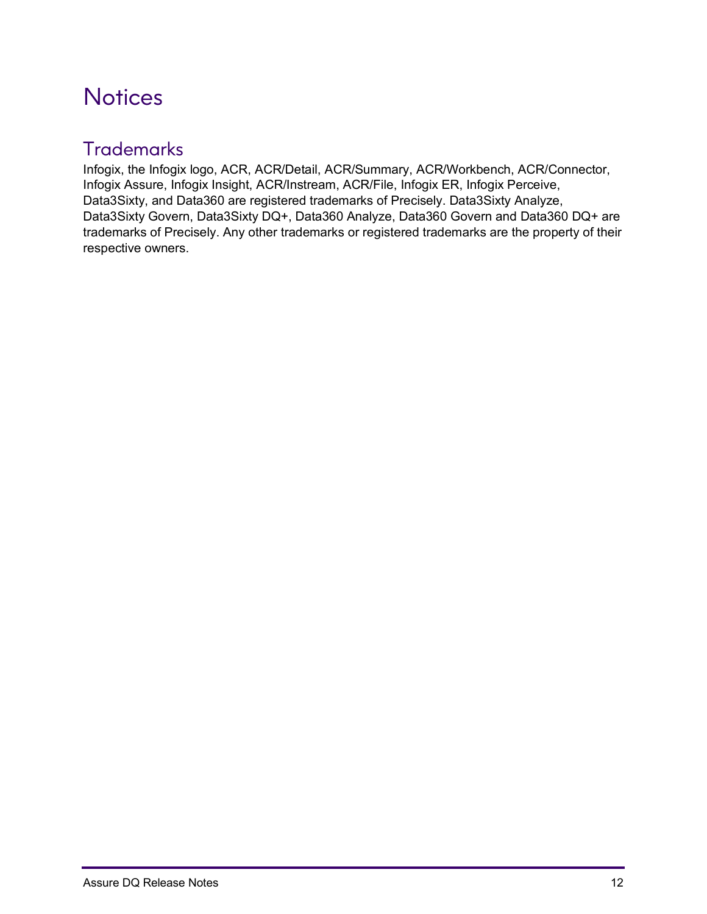# Notices

## Trademarks

Infogix, the Infogix logo, ACR, ACR/Detail, ACR/Summary, ACR/Workbench, ACR/Connector, Infogix Assure, Infogix Insight, ACR/Instream, ACR/File, Infogix ER, Infogix Perceive, Data3Sixty, and Data360 are registered trademarks of Precisely. Data3Sixty Analyze, Data3Sixty Govern, Data3Sixty DQ+, Data360 Analyze, Data360 Govern and Data360 DQ+ are trademarks of Precisely. Any other trademarks or registered trademarks are the property of their respective owners.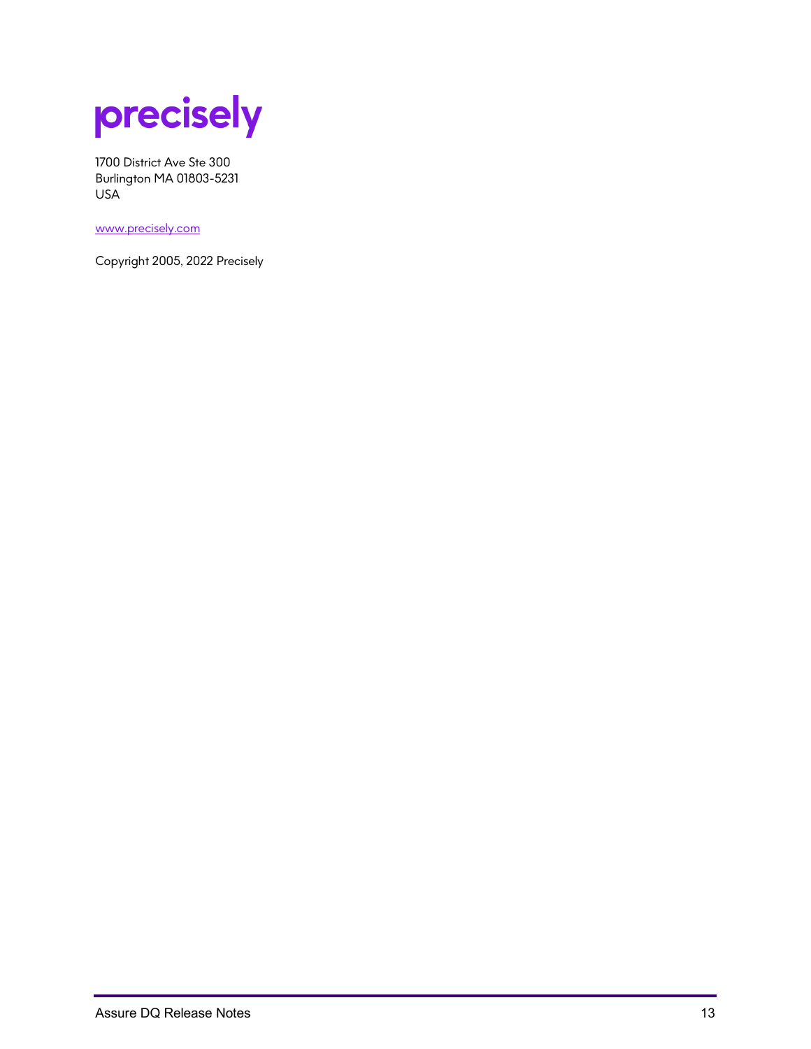precisely

1700 District Ave Ste 300
Burlington MA 01803-5231
USA

[www.precisely.com](http://www.precisely.com)

Copyright 2005, 2022 Precisely